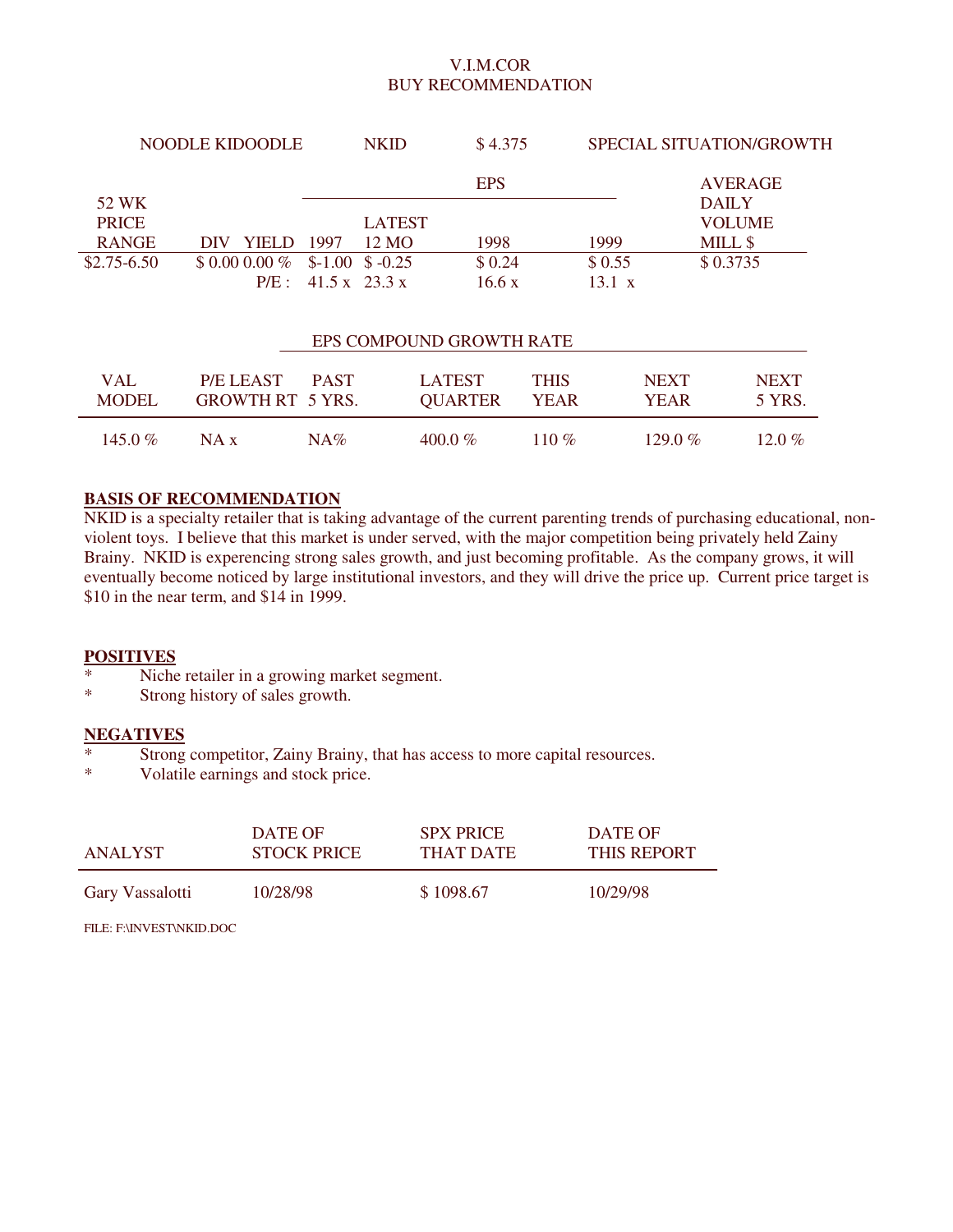# V.I.M.COR
## BUY RECOMMENDATION

| NOODLE KIDOODLE | NKID | $ 4.375 | SPECIAL SITUATION/GROWTH |
|---|---|---|---|

| 52 WK PRICE RANGE | DIV | YIELD | EPS 1997 | EPS LATEST 12 MO | EPS 1998 | EPS 1999 | AVERAGE DAILY VOLUME MILL $ |
|---|---|---|---|---|---|---|---|
| $2.75-6.50 | $ 0.00 | 0.00 % | $-1.00 | $ -0.25 | $ 0.24 | $ 0.55 | $ 0.3735 |
| | | P/E : | 41.5 x | 23.3 x | 16.6 x | 13.1 x | |

| VAL MODEL | P/E LEAST GROWTH RT | EPS COMPOUND GROWTH RATE: PAST 5 YRS. | LATEST QUARTER | THIS YEAR | NEXT YEAR | NEXT 5 YRS. |
|---|---|---|---|---|---|---|
| 145.0 % | NA x | NA% | 400.0 % | 110 % | 129.0 % | 12.0 % |

**BASIS OF RECOMMENDATION**

NKID is a specialty retailer that is taking advantage of the current parenting trends of purchasing educational, non-violent toys. I believe that this market is under served, with the major competition being privately held Zainy Brainy. NKID is experiencing strong sales growth, and just becoming profitable. As the company grows, it will eventually become noticed by large institutional investors, and they will drive the price up. Current price target is $10 in the near term, and $14 in 1999.

**POSITIVES**

* Niche retailer in a growing market segment.
* Strong history of sales growth.

**NEGATIVES**

* Strong competitor, Zainy Brainy, that has access to more capital resources.
* Volatile earnings and stock price.

| ANALYST | DATE OF STOCK PRICE | SPX PRICE THAT DATE | DATE OF THIS REPORT |
|---|---|---|---|
| Gary Vassalotti | 10/28/98 | $ 1098.67 | 10/29/98 |

FILE: F:\INVEST\NKID.DOC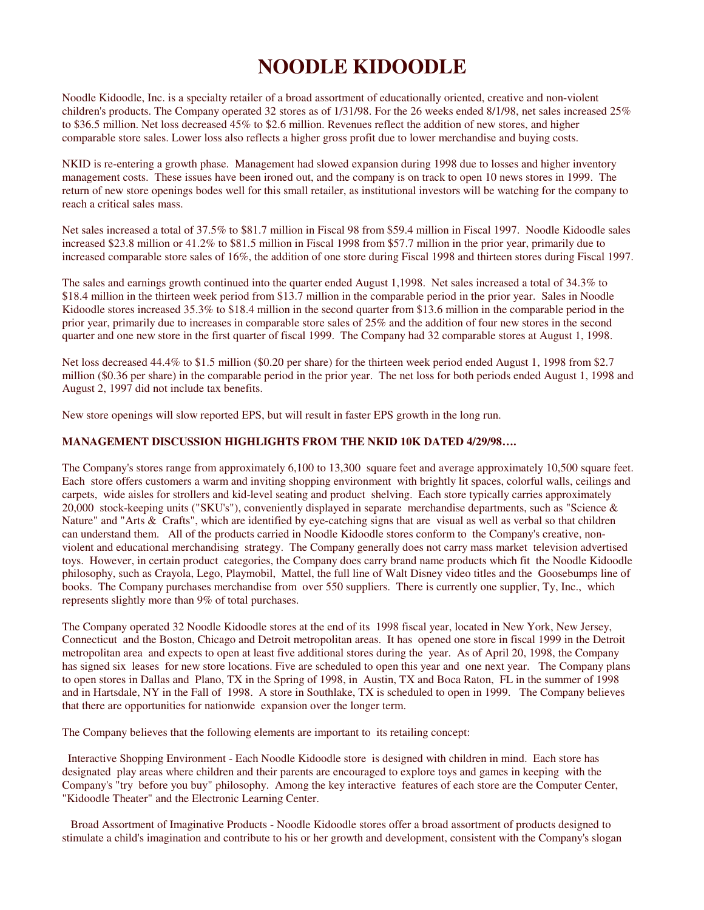# NOODLE KIDOODLE

Noodle Kidoodle, Inc. is a specialty retailer of a broad assortment of educationally oriented, creative and non-violent children's products. The Company operated 32 stores as of 1/31/98. For the 26 weeks ended 8/1/98, net sales increased 25% to $36.5 million. Net loss decreased 45% to $2.6 million. Revenues reflect the addition of new stores, and higher comparable store sales. Lower loss also reflects a higher gross profit due to lower merchandise and buying costs.

NKID is re-entering a growth phase. Management had slowed expansion during 1998 due to losses and higher inventory management costs. These issues have been ironed out, and the company is on track to open 10 news stores in 1999. The return of new store openings bodes well for this small retailer, as institutional investors will be watching for the company to reach a critical sales mass.

Net sales increased a total of 37.5% to $81.7 million in Fiscal 98 from $59.4 million in Fiscal 1997. Noodle Kidoodle sales increased $23.8 million or 41.2% to $81.5 million in Fiscal 1998 from $57.7 million in the prior year, primarily due to increased comparable store sales of 16%, the addition of one store during Fiscal 1998 and thirteen stores during Fiscal 1997.

The sales and earnings growth continued into the quarter ended August 1,1998. Net sales increased a total of 34.3% to $18.4 million in the thirteen week period from $13.7 million in the comparable period in the prior year. Sales in Noodle Kidoodle stores increased 35.3% to $18.4 million in the second quarter from $13.6 million in the comparable period in the prior year, primarily due to increases in comparable store sales of 25% and the addition of four new stores in the second quarter and one new store in the first quarter of fiscal 1999. The Company had 32 comparable stores at August 1, 1998.

Net loss decreased 44.4% to $1.5 million ($0.20 per share) for the thirteen week period ended August 1, 1998 from $2.7 million ($0.36 per share) in the comparable period in the prior year. The net loss for both periods ended August 1, 1998 and August 2, 1997 did not include tax benefits.

New store openings will slow reported EPS, but will result in faster EPS growth in the long run.

**MANAGEMENT DISCUSSION HIGHLIGHTS FROM THE NKID 10K DATED 4/29/98….**

The Company's stores range from approximately 6,100 to 13,300 square feet and average approximately 10,500 square feet. Each store offers customers a warm and inviting shopping environment with brightly lit spaces, colorful walls, ceilings and carpets, wide aisles for strollers and kid-level seating and product shelving. Each store typically carries approximately 20,000 stock-keeping units ("SKU's"), conveniently displayed in separate merchandise departments, such as "Science & Nature" and "Arts & Crafts", which are identified by eye-catching signs that are visual as well as verbal so that children can understand them. All of the products carried in Noodle Kidoodle stores conform to the Company's creative, non-violent and educational merchandising strategy. The Company generally does not carry mass market television advertised toys. However, in certain product categories, the Company does carry brand name products which fit the Noodle Kidoodle philosophy, such as Crayola, Lego, Playmobil, Mattel, the full line of Walt Disney video titles and the Goosebumps line of books. The Company purchases merchandise from over 550 suppliers. There is currently one supplier, Ty, Inc., which represents slightly more than 9% of total purchases.

The Company operated 32 Noodle Kidoodle stores at the end of its 1998 fiscal year, located in New York, New Jersey, Connecticut and the Boston, Chicago and Detroit metropolitan areas. It has opened one store in fiscal 1999 in the Detroit metropolitan area and expects to open at least five additional stores during the year. As of April 20, 1998, the Company has signed six leases for new store locations. Five are scheduled to open this year and one next year. The Company plans to open stores in Dallas and Plano, TX in the Spring of 1998, in Austin, TX and Boca Raton, FL in the summer of 1998 and in Hartsdale, NY in the Fall of 1998. A store in Southlake, TX is scheduled to open in 1999. The Company believes that there are opportunities for nationwide expansion over the longer term.

The Company believes that the following elements are important to its retailing concept:

Interactive Shopping Environment - Each Noodle Kidoodle store is designed with children in mind. Each store has designated play areas where children and their parents are encouraged to explore toys and games in keeping with the Company's "try before you buy" philosophy. Among the key interactive features of each store are the Computer Center, "Kidoodle Theater" and the Electronic Learning Center.

Broad Assortment of Imaginative Products - Noodle Kidoodle stores offer a broad assortment of products designed to stimulate a child's imagination and contribute to his or her growth and development, consistent with the Company's slogan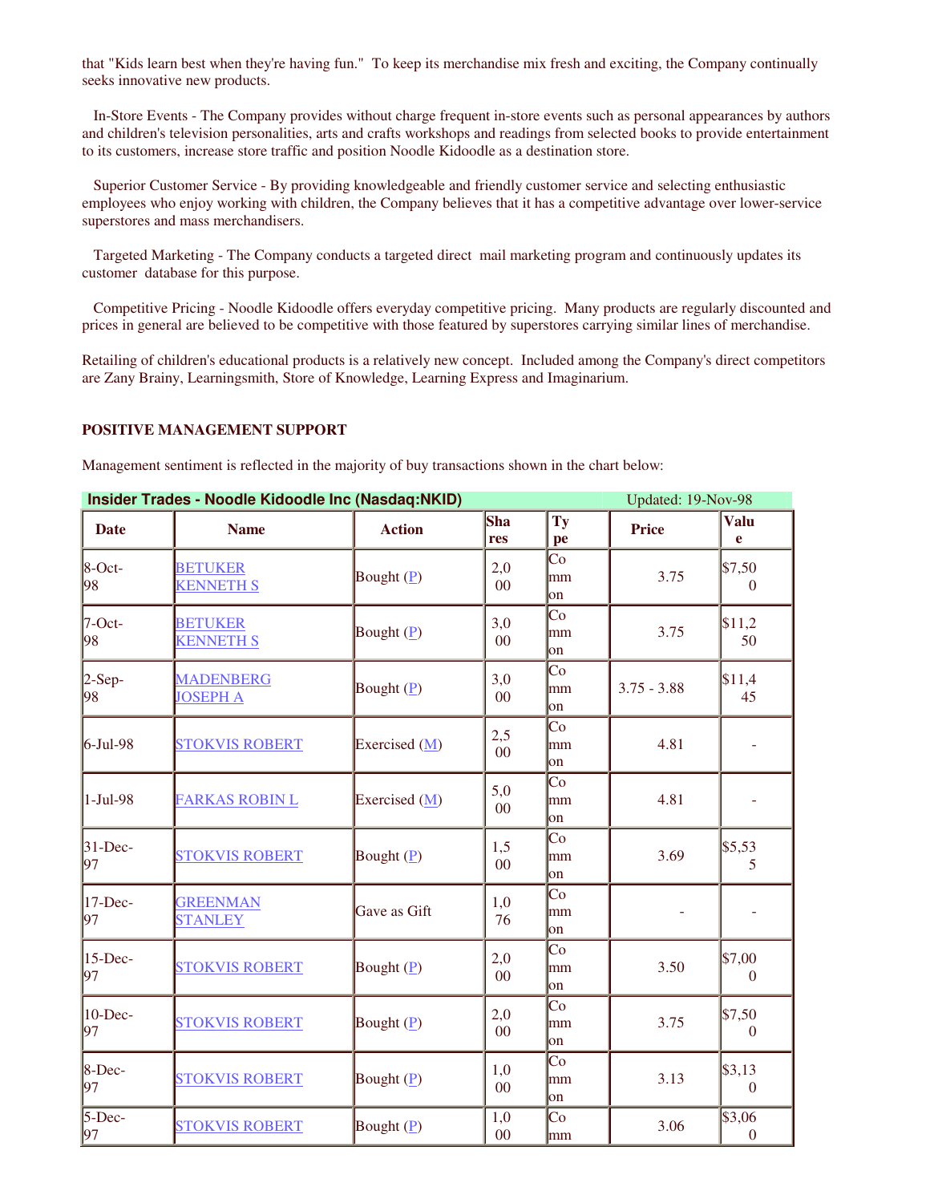that "Kids learn best when they're having fun." To keep its merchandise mix fresh and exciting, the Company continually seeks innovative new products.

In-Store Events - The Company provides without charge frequent in-store events such as personal appearances by authors and children's television personalities, arts and crafts workshops and readings from selected books to provide entertainment to its customers, increase store traffic and position Noodle Kidoodle as a destination store.

Superior Customer Service - By providing knowledgeable and friendly customer service and selecting enthusiastic employees who enjoy working with children, the Company believes that it has a competitive advantage over lower-service superstores and mass merchandisers.

Targeted Marketing - The Company conducts a targeted direct mail marketing program and continuously updates its customer database for this purpose.

Competitive Pricing - Noodle Kidoodle offers everyday competitive pricing. Many products are regularly discounted and prices in general are believed to be competitive with those featured by superstores carrying similar lines of merchandise.

Retailing of children's educational products is a relatively new concept. Included among the Company's direct competitors are Zany Brainy, Learningsmith, Store of Knowledge, Learning Express and Imaginarium.

**POSITIVE MANAGEMENT SUPPORT**

Management sentiment is reflected in the majority of buy transactions shown in the chart below:

**Insider Trades - Noodle Kidoodle Inc (Nasdaq:NKID)** Updated: 19-Nov-98

| Date | Name | Action | Shares | Type | Price | Value |
|---|---|---|---|---|---|---|
| 8-Oct-98 | BETUKER KENNETH S | Bought (P) | 2,000 | Common | 3.75 | $7,500 |
| 7-Oct-98 | BETUKER KENNETH S | Bought (P) | 3,000 | Common | 3.75 | $11,250 |
| 2-Sep-98 | MADENBERG JOSEPH A | Bought (P) | 3,000 | Common | 3.75 - 3.88 | $11,445 |
| 6-Jul-98 | STOKVIS ROBERT | Exercised (M) | 2,500 | Common | 4.81 | - |
| 1-Jul-98 | FARKAS ROBIN L | Exercised (M) | 5,000 | Common | 4.81 | - |
| 31-Dec-97 | STOKVIS ROBERT | Bought (P) | 1,500 | Common | 3.69 | $5,535 |
| 17-Dec-97 | GREENMAN STANLEY | Gave as Gift | 1,076 | Common | - | - |
| 15-Dec-97 | STOKVIS ROBERT | Bought (P) | 2,000 | Common | 3.50 | $7,000 |
| 10-Dec-97 | STOKVIS ROBERT | Bought (P) | 2,000 | Common | 3.75 | $7,500 |
| 8-Dec-97 | STOKVIS ROBERT | Bought (P) | 1,000 | Common | 3.13 | $3,130 |
| 5-Dec-97 | STOKVIS ROBERT | Bought (P) | 1,000 | Comm | 3.06 | $3,060 |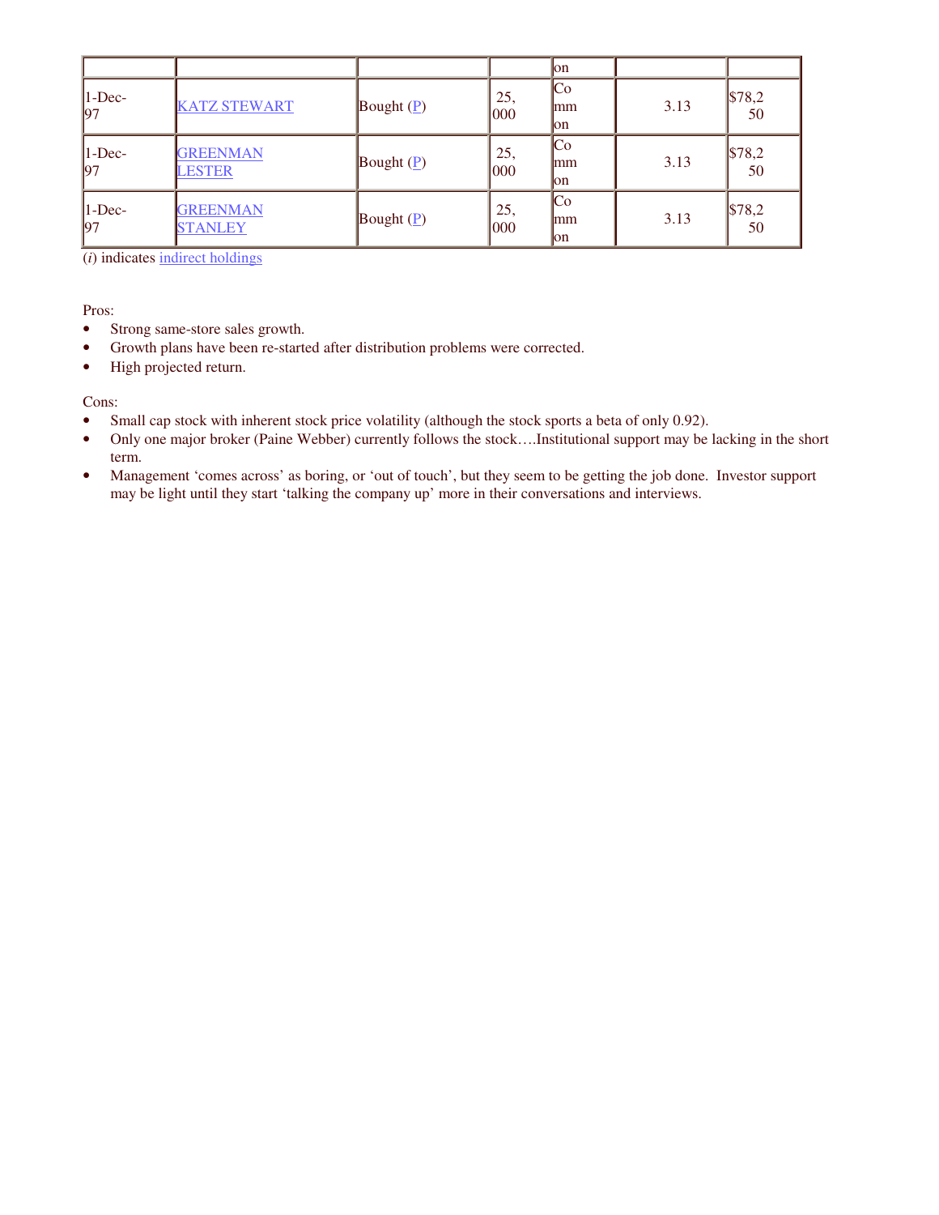| | | | | | | |
|---|---|---|---|---|---|---|
| | | | | on | | |
| 1-Dec-97 | KATZ STEWART | Bought (P) | 25,000 | Common | 3.13 | $78,250 |
| 1-Dec-97 | GREENMAN LESTER | Bought (P) | 25,000 | Common | 3.13 | $78,250 |
| 1-Dec-97 | GREENMAN STANLEY | Bought (P) | 25,000 | Common | 3.13 | $78,250 |

(*i*) indicates indirect holdings

Pros:

- Strong same-store sales growth.
- Growth plans have been re-started after distribution problems were corrected.
- High projected return.

Cons:

- Small cap stock with inherent stock price volatility (although the stock sports a beta of only 0.92).
- Only one major broker (Paine Webber) currently follows the stock….Institutional support may be lacking in the short term.
- Management 'comes across' as boring, or 'out of touch', but they seem to be getting the job done. Investor support may be light until they start 'talking the company up' more in their conversations and interviews.